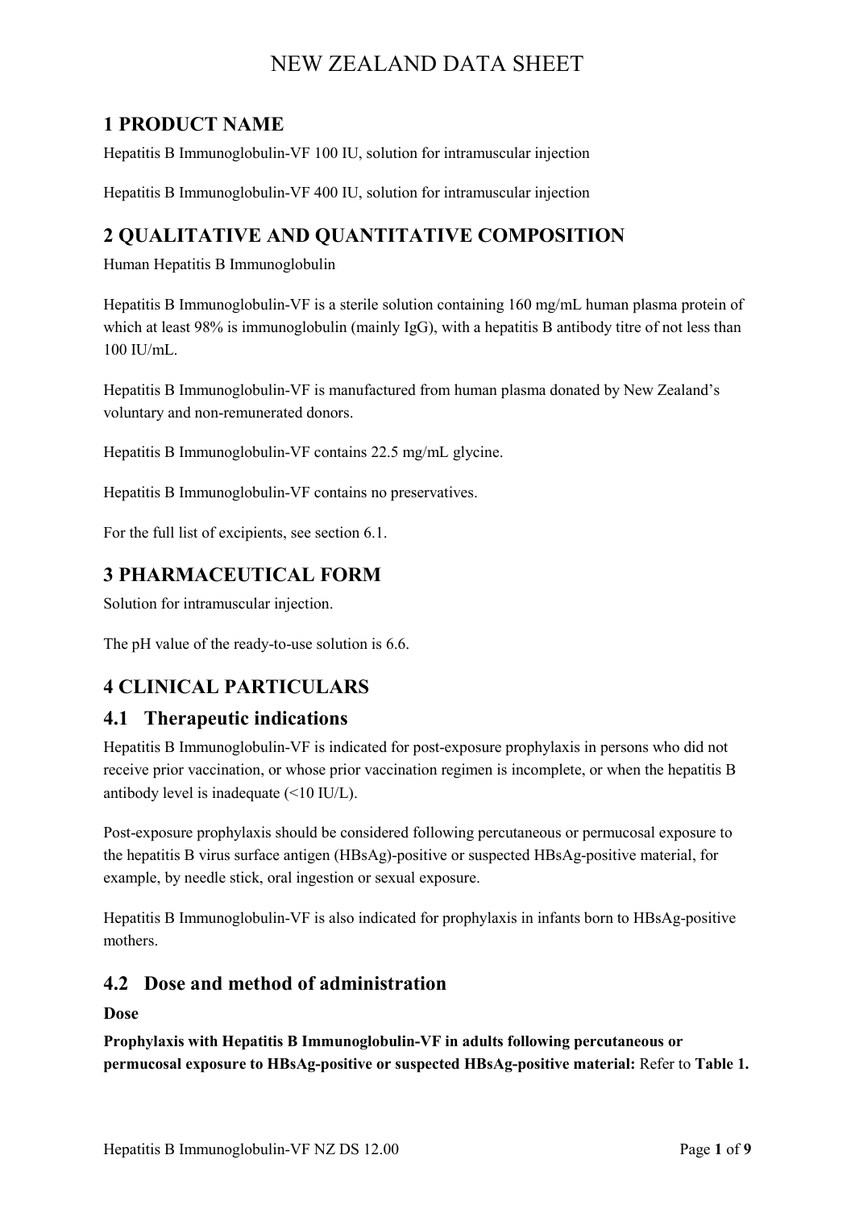# NEW ZEALAND DATA SHEET

## 1 PRODUCT NAME

Hepatitis B Immunoglobulin-VF 100 IU, solution for intramuscular injection

Hepatitis B Immunoglobulin-VF 400 IU, solution for intramuscular injection

## 2 QUALITATIVE AND QUANTITATIVE COMPOSITION

Human Hepatitis B Immunoglobulin

Hepatitis B Immunoglobulin-VF is a sterile solution containing 160 mg/mL human plasma protein of which at least 98% is immunoglobulin (mainly IgG), with a hepatitis B antibody titre of not less than 100 IU/mL.

Hepatitis B Immunoglobulin-VF is manufactured from human plasma donated by New Zealand's voluntary and non-remunerated donors.

Hepatitis B Immunoglobulin-VF contains 22.5 mg/mL glycine.

Hepatitis B Immunoglobulin-VF contains no preservatives.

For the full list of excipients, see section 6.1.

## 3 PHARMACEUTICAL FORM

Solution for intramuscular injection.

The pH value of the ready-to-use solution is 6.6.

## 4 CLINICAL PARTICULARS

### 4.1 Therapeutic indications

Hepatitis B Immunoglobulin-VF is indicated for post-exposure prophylaxis in persons who did not receive prior vaccination, or whose prior vaccination regimen is incomplete, or when the hepatitis B antibody level is inadequate (<10 IU/L).

Post-exposure prophylaxis should be considered following percutaneous or permucosal exposure to the hepatitis B virus surface antigen (HBsAg)-positive or suspected HBsAg-positive material, for example, by needle stick, oral ingestion or sexual exposure.

Hepatitis B Immunoglobulin-VF is also indicated for prophylaxis in infants born to HBsAg-positive mothers.

### 4.2 Dose and method of administration

**Dose**

**Prophylaxis with Hepatitis B Immunoglobulin-VF in adults following percutaneous or permucosal exposure to HBsAg-positive or suspected HBsAg-positive material:** Refer to **Table 1.**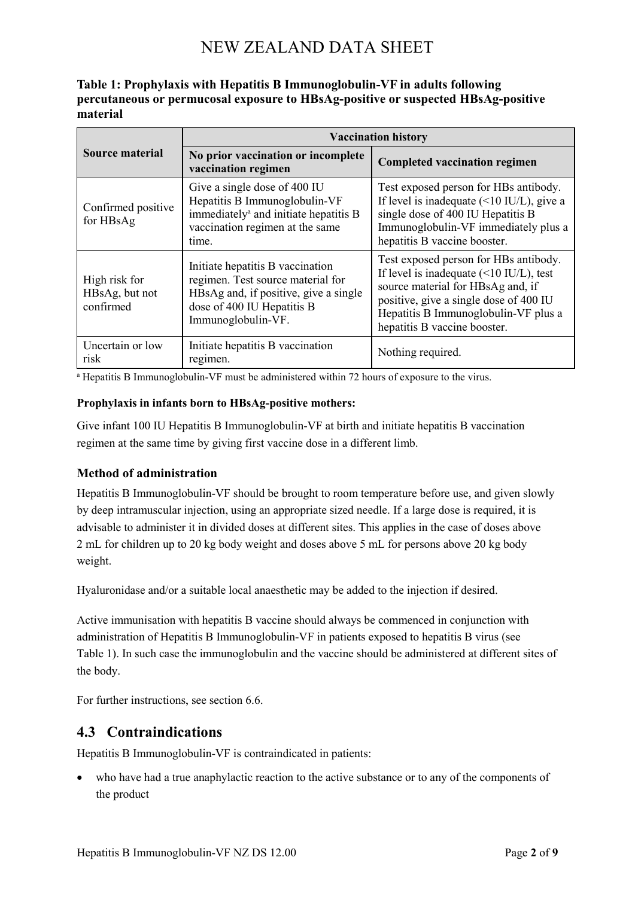**Table 1: Prophylaxis with Hepatitis B Immunoglobulin-VF in adults following percutaneous or permucosal exposure to HBsAg-positive or suspected HBsAg-positive material**

| Source material | Vaccination history | |
|---|---|---|
| | **No prior vaccination or incomplete vaccination regimen** | **Completed vaccination regimen** |
| Confirmed positive for HBsAg | Give a single dose of 400 IU Hepatitis B Immunoglobulin-VF immediately[a] and initiate hepatitis B vaccination regimen at the same time. | Test exposed person for HBs antibody. If level is inadequate (<10 IU/L), give a single dose of 400 IU Hepatitis B Immunoglobulin-VF immediately plus a hepatitis B vaccine booster. |
| High risk for HBsAg, but not confirmed | Initiate hepatitis B vaccination regimen. Test source material for HBsAg and, if positive, give a single dose of 400 IU Hepatitis B Immunoglobulin-VF. | Test exposed person for HBs antibody. If level is inadequate (<10 IU/L), test source material for HBsAg and, if positive, give a single dose of 400 IU Hepatitis B Immunoglobulin-VF plus a hepatitis B vaccine booster. |
| Uncertain or low risk | Initiate hepatitis B vaccination regimen. | Nothing required. |

[a] Hepatitis B Immunoglobulin-VF must be administered within 72 hours of exposure to the virus.

**Prophylaxis in infants born to HBsAg-positive mothers:**

Give infant 100 IU Hepatitis B Immunoglobulin-VF at birth and initiate hepatitis B vaccination regimen at the same time by giving first vaccine dose in a different limb.

### Method of administration

Hepatitis B Immunoglobulin-VF should be brought to room temperature before use, and given slowly by deep intramuscular injection, using an appropriate sized needle. If a large dose is required, it is advisable to administer it in divided doses at different sites. This applies in the case of doses above 2 mL for children up to 20 kg body weight and doses above 5 mL for persons above 20 kg body weight.

Hyaluronidase and/or a suitable local anaesthetic may be added to the injection if desired.

Active immunisation with hepatitis B vaccine should always be commenced in conjunction with administration of Hepatitis B Immunoglobulin-VF in patients exposed to hepatitis B virus (see Table 1). In such case the immunoglobulin and the vaccine should be administered at different sites of the body.

For further instructions, see section 6.6.

## 4.3 Contraindications

Hepatitis B Immunoglobulin-VF is contraindicated in patients:

- who have had a true anaphylactic reaction to the active substance or to any of the components of the product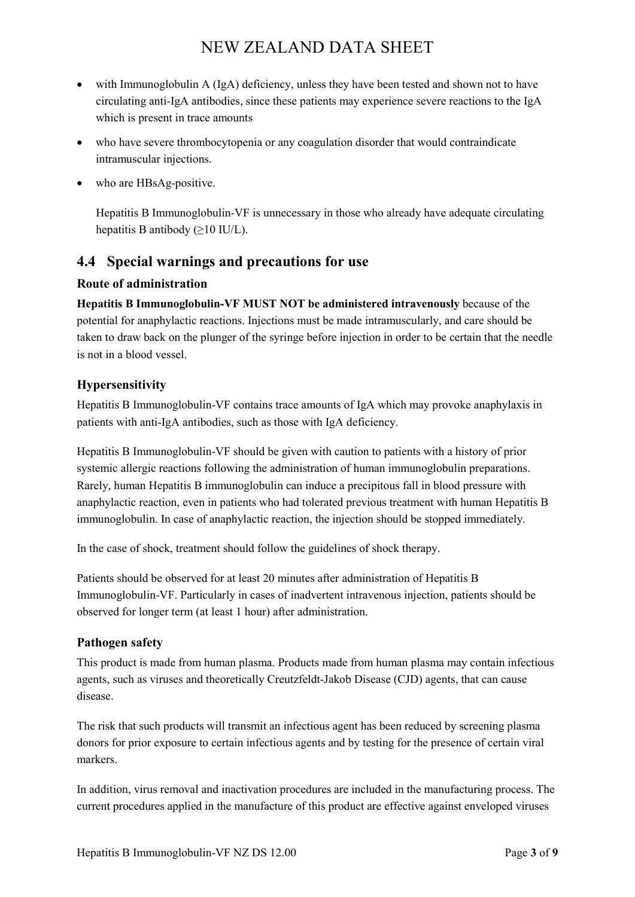- with Immunoglobulin A (IgA) deficiency, unless they have been tested and shown not to have circulating anti-IgA antibodies, since these patients may experience severe reactions to the IgA which is present in trace amounts
- who have severe thrombocytopenia or any coagulation disorder that would contraindicate intramuscular injections.
- who are HBsAg-positive.

Hepatitis B Immunoglobulin-VF is unnecessary in those who already have adequate circulating hepatitis B antibody ($\geq$10 IU/L).

## 4.4 Special warnings and precautions for use

### Route of administration

**Hepatitis B Immunoglobulin-VF MUST NOT be administered intravenously** because of the potential for anaphylactic reactions. Injections must be made intramuscularly, and care should be taken to draw back on the plunger of the syringe before injection in order to be certain that the needle is not in a blood vessel.

### Hypersensitivity

Hepatitis B Immunoglobulin-VF contains trace amounts of IgA which may provoke anaphylaxis in patients with anti-IgA antibodies, such as those with IgA deficiency.

Hepatitis B Immunoglobulin-VF should be given with caution to patients with a history of prior systemic allergic reactions following the administration of human immunoglobulin preparations. Rarely, human Hepatitis B immunoglobulin can induce a precipitous fall in blood pressure with anaphylactic reaction, even in patients who had tolerated previous treatment with human Hepatitis B immunoglobulin. In case of anaphylactic reaction, the injection should be stopped immediately.

In the case of shock, treatment should follow the guidelines of shock therapy.

Patients should be observed for at least 20 minutes after administration of Hepatitis B Immunoglobulin-VF. Particularly in cases of inadvertent intravenous injection, patients should be observed for longer term (at least 1 hour) after administration.

### Pathogen safety

This product is made from human plasma. Products made from human plasma may contain infectious agents, such as viruses and theoretically Creutzfeldt-Jakob Disease (CJD) agents, that can cause disease.

The risk that such products will transmit an infectious agent has been reduced by screening plasma donors for prior exposure to certain infectious agents and by testing for the presence of certain viral markers.

In addition, virus removal and inactivation procedures are included in the manufacturing process. The current procedures applied in the manufacture of this product are effective against enveloped viruses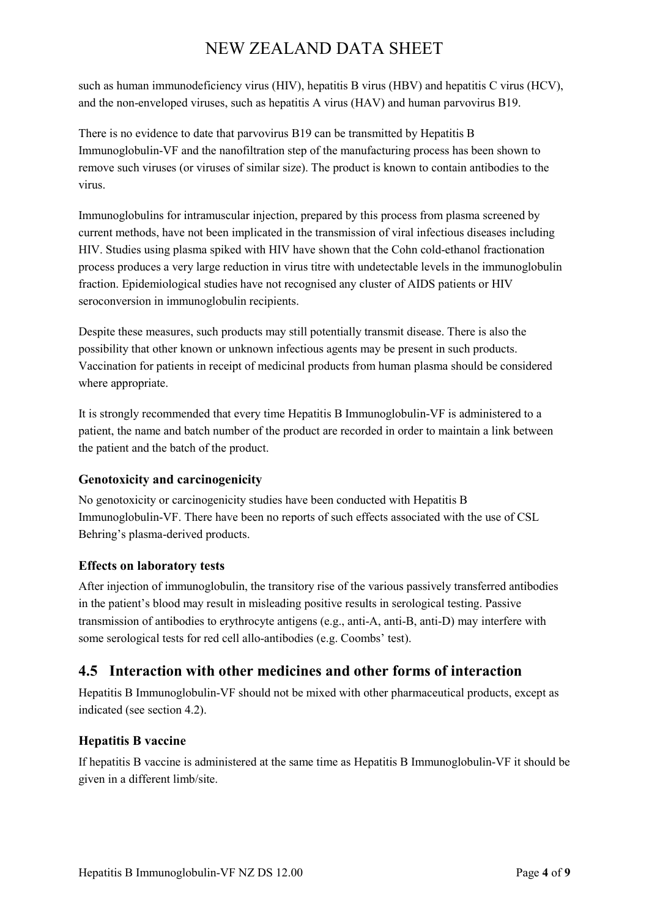such as human immunodeficiency virus (HIV), hepatitis B virus (HBV) and hepatitis C virus (HCV), and the non-enveloped viruses, such as hepatitis A virus (HAV) and human parvovirus B19.

There is no evidence to date that parvovirus B19 can be transmitted by Hepatitis B Immunoglobulin-VF and the nanofiltration step of the manufacturing process has been shown to remove such viruses (or viruses of similar size). The product is known to contain antibodies to the virus.

Immunoglobulins for intramuscular injection, prepared by this process from plasma screened by current methods, have not been implicated in the transmission of viral infectious diseases including HIV. Studies using plasma spiked with HIV have shown that the Cohn cold-ethanol fractionation process produces a very large reduction in virus titre with undetectable levels in the immunoglobulin fraction. Epidemiological studies have not recognised any cluster of AIDS patients or HIV seroconversion in immunoglobulin recipients.

Despite these measures, such products may still potentially transmit disease. There is also the possibility that other known or unknown infectious agents may be present in such products. Vaccination for patients in receipt of medicinal products from human plasma should be considered where appropriate.

It is strongly recommended that every time Hepatitis B Immunoglobulin-VF is administered to a patient, the name and batch number of the product are recorded in order to maintain a link between the patient and the batch of the product.

### Genotoxicity and carcinogenicity

No genotoxicity or carcinogenicity studies have been conducted with Hepatitis B Immunoglobulin-VF. There have been no reports of such effects associated with the use of CSL Behring's plasma-derived products.

### Effects on laboratory tests

After injection of immunoglobulin, the transitory rise of the various passively transferred antibodies in the patient's blood may result in misleading positive results in serological testing. Passive transmission of antibodies to erythrocyte antigens (e.g., anti-A, anti-B, anti-D) may interfere with some serological tests for red cell allo-antibodies (e.g. Coombs' test).

## 4.5 Interaction with other medicines and other forms of interaction

Hepatitis B Immunoglobulin-VF should not be mixed with other pharmaceutical products, except as indicated (see section 4.2).

### Hepatitis B vaccine

If hepatitis B vaccine is administered at the same time as Hepatitis B Immunoglobulin-VF it should be given in a different limb/site.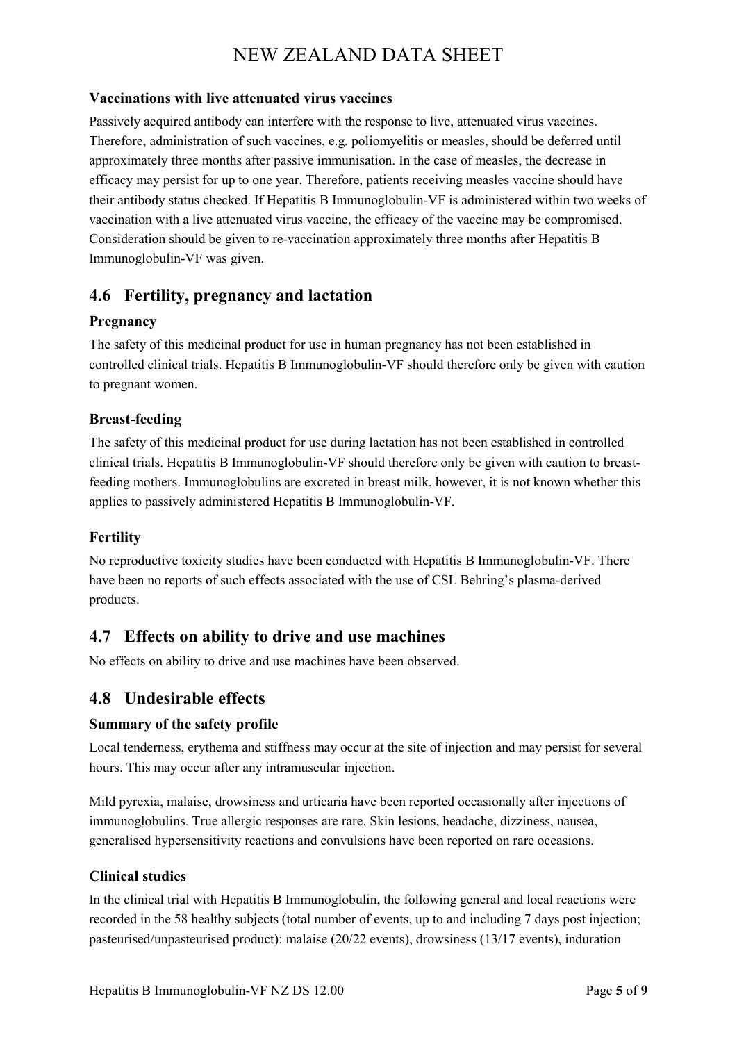### Vaccinations with live attenuated virus vaccines

Passively acquired antibody can interfere with the response to live, attenuated virus vaccines. Therefore, administration of such vaccines, e.g. poliomyelitis or measles, should be deferred until approximately three months after passive immunisation. In the case of measles, the decrease in efficacy may persist for up to one year. Therefore, patients receiving measles vaccine should have their antibody status checked. If Hepatitis B Immunoglobulin-VF is administered within two weeks of vaccination with a live attenuated virus vaccine, the efficacy of the vaccine may be compromised. Consideration should be given to re-vaccination approximately three months after Hepatitis B Immunoglobulin-VF was given.

## 4.6 Fertility, pregnancy and lactation

### Pregnancy

The safety of this medicinal product for use in human pregnancy has not been established in controlled clinical trials. Hepatitis B Immunoglobulin-VF should therefore only be given with caution to pregnant women.

### Breast-feeding

The safety of this medicinal product for use during lactation has not been established in controlled clinical trials. Hepatitis B Immunoglobulin-VF should therefore only be given with caution to breast-feeding mothers. Immunoglobulins are excreted in breast milk, however, it is not known whether this applies to passively administered Hepatitis B Immunoglobulin-VF.

### Fertility

No reproductive toxicity studies have been conducted with Hepatitis B Immunoglobulin-VF. There have been no reports of such effects associated with the use of CSL Behring's plasma-derived products.

## 4.7 Effects on ability to drive and use machines

No effects on ability to drive and use machines have been observed.

## 4.8 Undesirable effects

### Summary of the safety profile

Local tenderness, erythema and stiffness may occur at the site of injection and may persist for several hours. This may occur after any intramuscular injection.

Mild pyrexia, malaise, drowsiness and urticaria have been reported occasionally after injections of immunoglobulins. True allergic responses are rare. Skin lesions, headache, dizziness, nausea, generalised hypersensitivity reactions and convulsions have been reported on rare occasions.

### Clinical studies

In the clinical trial with Hepatitis B Immunoglobulin, the following general and local reactions were recorded in the 58 healthy subjects (total number of events, up to and including 7 days post injection; pasteurised/unpasteurised product): malaise (20/22 events), drowsiness (13/17 events), induration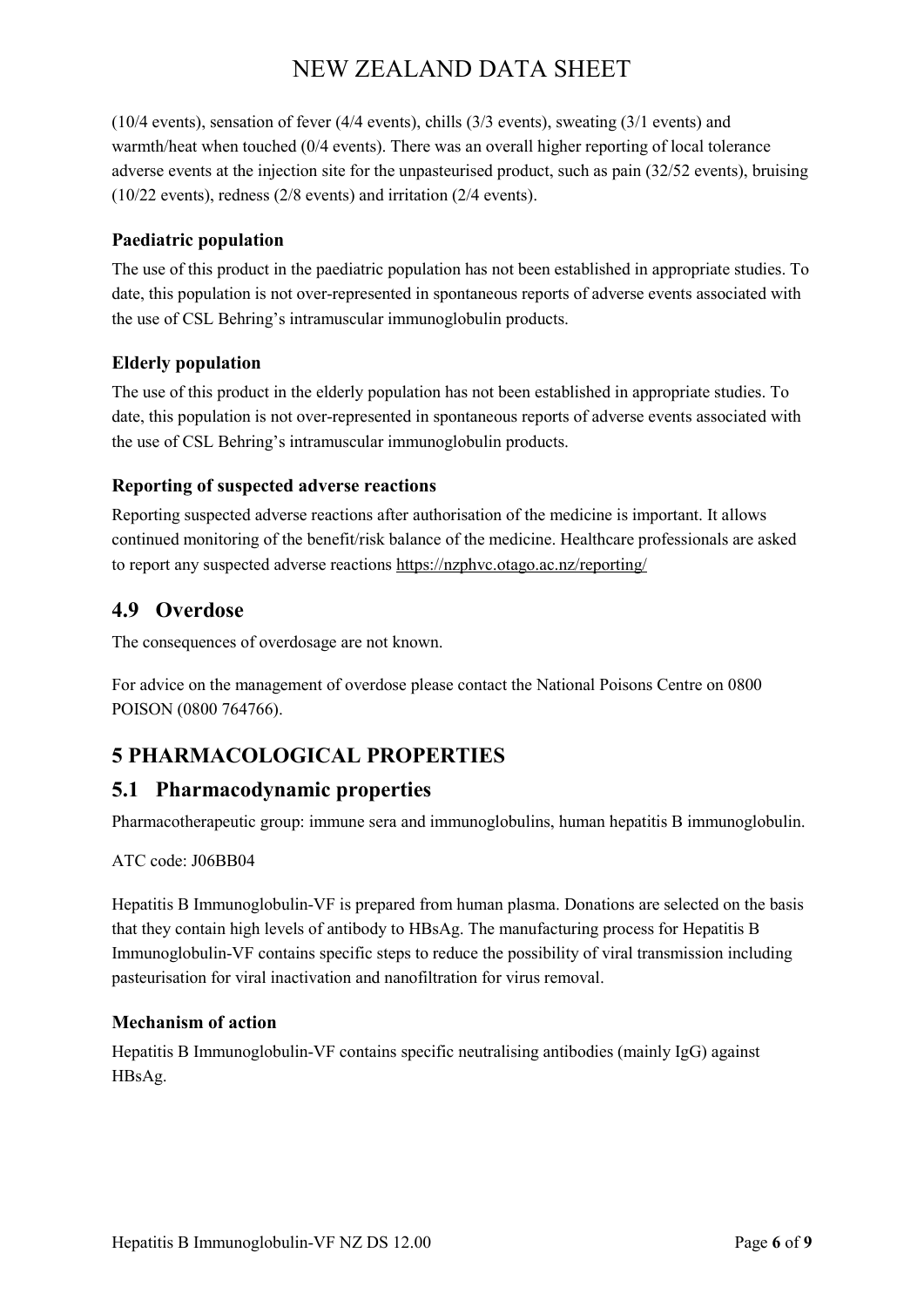(10/4 events), sensation of fever (4/4 events), chills (3/3 events), sweating (3/1 events) and warmth/heat when touched (0/4 events). There was an overall higher reporting of local tolerance adverse events at the injection site for the unpasteurised product, such as pain (32/52 events), bruising (10/22 events), redness (2/8 events) and irritation (2/4 events).

### Paediatric population

The use of this product in the paediatric population has not been established in appropriate studies. To date, this population is not over-represented in spontaneous reports of adverse events associated with the use of CSL Behring's intramuscular immunoglobulin products.

### Elderly population

The use of this product in the elderly population has not been established in appropriate studies. To date, this population is not over-represented in spontaneous reports of adverse events associated with the use of CSL Behring's intramuscular immunoglobulin products.

### Reporting of suspected adverse reactions

Reporting suspected adverse reactions after authorisation of the medicine is important. It allows continued monitoring of the benefit/risk balance of the medicine. Healthcare professionals are asked to report any suspected adverse reactions https://nzphvc.otago.ac.nz/reporting/

## 4.9 Overdose

The consequences of overdosage are not known.

For advice on the management of overdose please contact the National Poisons Centre on 0800 POISON (0800 764766).

# 5 PHARMACOLOGICAL PROPERTIES

## 5.1 Pharmacodynamic properties

Pharmacotherapeutic group: immune sera and immunoglobulins, human hepatitis B immunoglobulin.

ATC code: J06BB04

Hepatitis B Immunoglobulin-VF is prepared from human plasma. Donations are selected on the basis that they contain high levels of antibody to HBsAg. The manufacturing process for Hepatitis B Immunoglobulin-VF contains specific steps to reduce the possibility of viral transmission including pasteurisation for viral inactivation and nanofiltration for virus removal.

### Mechanism of action

Hepatitis B Immunoglobulin-VF contains specific neutralising antibodies (mainly IgG) against HBsAg.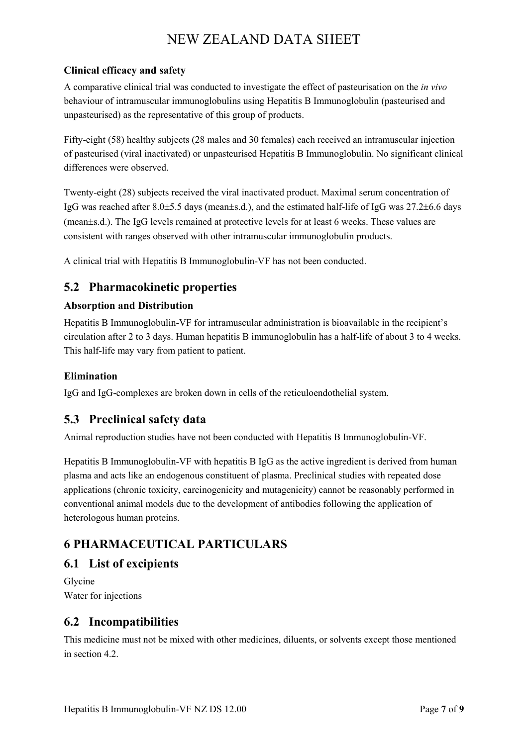### Clinical efficacy and safety

A comparative clinical trial was conducted to investigate the effect of pasteurisation on the *in vivo* behaviour of intramuscular immunoglobulins using Hepatitis B Immunoglobulin (pasteurised and unpasteurised) as the representative of this group of products.

Fifty-eight (58) healthy subjects (28 males and 30 females) each received an intramuscular injection of pasteurised (viral inactivated) or unpasteurised Hepatitis B Immunoglobulin. No significant clinical differences were observed.

Twenty-eight (28) subjects received the viral inactivated product. Maximal serum concentration of IgG was reached after 8.0±5.5 days (mean±s.d.), and the estimated half-life of IgG was 27.2±6.6 days (mean±s.d.). The IgG levels remained at protective levels for at least 6 weeks. These values are consistent with ranges observed with other intramuscular immunoglobulin products.

A clinical trial with Hepatitis B Immunoglobulin-VF has not been conducted.

## 5.2 Pharmacokinetic properties

### Absorption and Distribution

Hepatitis B Immunoglobulin-VF for intramuscular administration is bioavailable in the recipient's circulation after 2 to 3 days. Human hepatitis B immunoglobulin has a half-life of about 3 to 4 weeks. This half-life may vary from patient to patient.

### Elimination

IgG and IgG-complexes are broken down in cells of the reticuloendothelial system.

## 5.3 Preclinical safety data

Animal reproduction studies have not been conducted with Hepatitis B Immunoglobulin-VF.

Hepatitis B Immunoglobulin-VF with hepatitis B IgG as the active ingredient is derived from human plasma and acts like an endogenous constituent of plasma. Preclinical studies with repeated dose applications (chronic toxicity, carcinogenicity and mutagenicity) cannot be reasonably performed in conventional animal models due to the development of antibodies following the application of heterologous human proteins.

# 6 PHARMACEUTICAL PARTICULARS

## 6.1 List of excipients

Glycine
Water for injections

## 6.2 Incompatibilities

This medicine must not be mixed with other medicines, diluents, or solvents except those mentioned in section 4.2.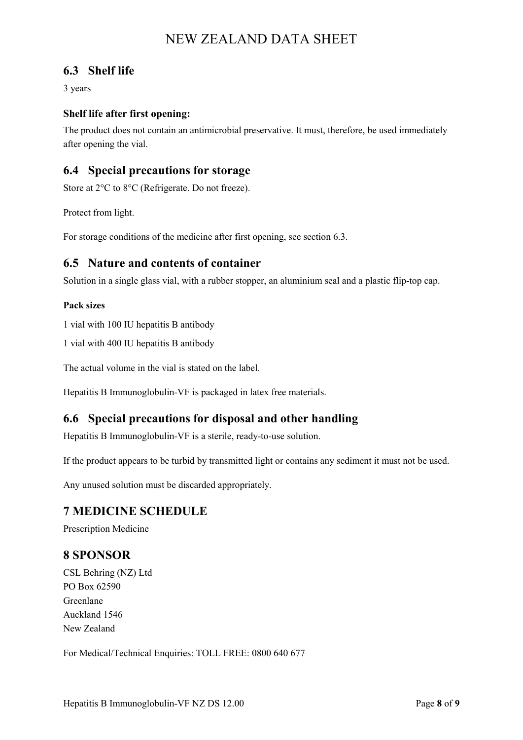## 6.3 Shelf life

3 years

### Shelf life after first opening:

The product does not contain an antimicrobial preservative. It must, therefore, be used immediately after opening the vial.

## 6.4 Special precautions for storage

Store at 2°C to 8°C (Refrigerate. Do not freeze).

Protect from light.

For storage conditions of the medicine after first opening, see section 6.3.

## 6.5 Nature and contents of container

Solution in a single glass vial, with a rubber stopper, an aluminium seal and a plastic flip-top cap.

#### Pack sizes

1 vial with 100 IU hepatitis B antibody

1 vial with 400 IU hepatitis B antibody

The actual volume in the vial is stated on the label.

Hepatitis B Immunoglobulin-VF is packaged in latex free materials.

## 6.6 Special precautions for disposal and other handling

Hepatitis B Immunoglobulin-VF is a sterile, ready-to-use solution.

If the product appears to be turbid by transmitted light or contains any sediment it must not be used.

Any unused solution must be discarded appropriately.

# 7 MEDICINE SCHEDULE

Prescription Medicine

# 8 SPONSOR

CSL Behring (NZ) Ltd
PO Box 62590
Greenlane
Auckland 1546
New Zealand

For Medical/Technical Enquiries: TOLL FREE: 0800 640 677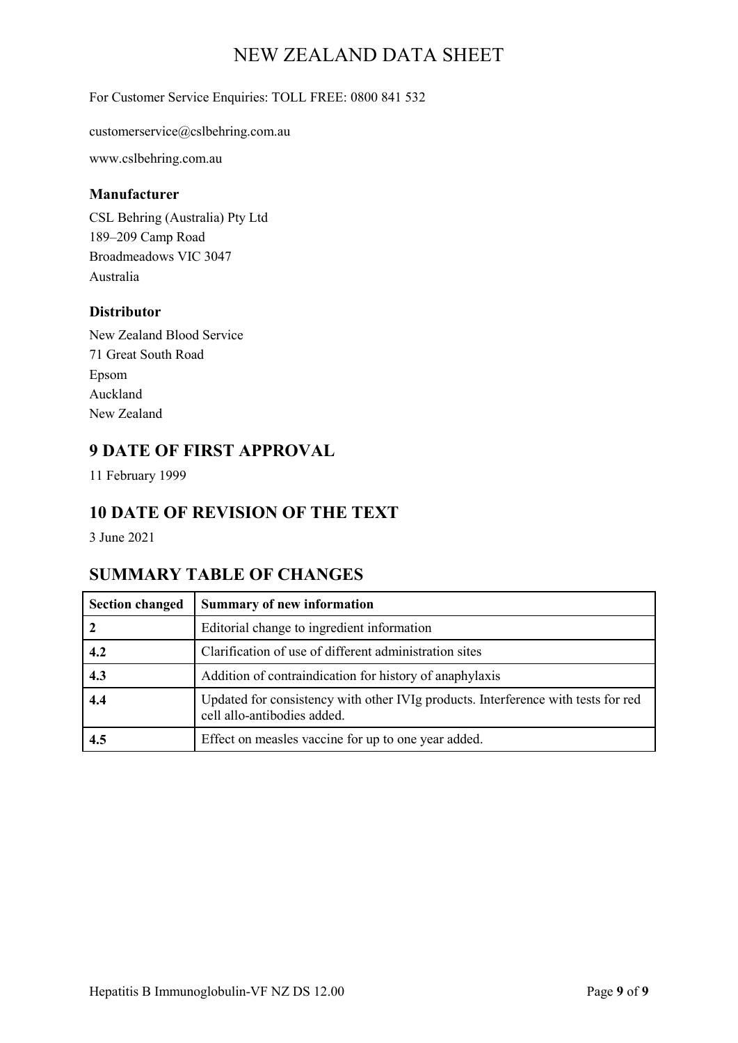For Customer Service Enquiries: TOLL FREE: 0800 841 532

customerservice@cslbehring.com.au

www.cslbehring.com.au

### Manufacturer

CSL Behring (Australia) Pty Ltd
189–209 Camp Road
Broadmeadows VIC 3047
Australia

### Distributor

New Zealand Blood Service
71 Great South Road
Epsom
Auckland
New Zealand

## 9 DATE OF FIRST APPROVAL

11 February 1999

## 10 DATE OF REVISION OF THE TEXT

3 June 2021

## SUMMARY TABLE OF CHANGES

| Section changed | Summary of new information |
|---|---|
| **2** | Editorial change to ingredient information |
| **4.2** | Clarification of use of different administration sites |
| **4.3** | Addition of contraindication for history of anaphylaxis |
| **4.4** | Updated for consistency with other IVIg products. Interference with tests for red cell allo-antibodies added. |
| **4.5** | Effect on measles vaccine for up to one year added. |